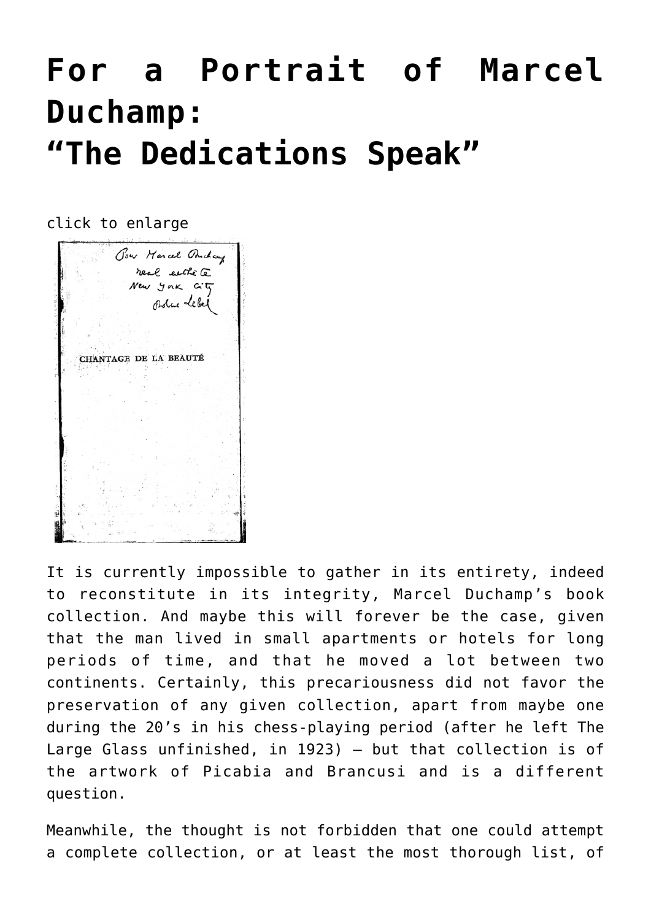# For a Portrait of Marcel Duchamp: "The Dedications Speak"

click to enlarge

It is currently impossible to gather in its entirety, indeed to reconstitute in its integrity, Marcel Duchamp's book collection. And maybe this will forever be the case, given that the man lived in small apartments or hotels for long periods of time, and that he moved a lot between two continents. Certainly, this precariousness did not favor the preservation of any given collection, apart from maybe one during the 20's in his chess-playing period (after he left The Large Glass unfinished, in 1923) — but that collection is of the artwork of Picabia and Brancusi and is a different question.

Meanwhile, the thought is not forbidden that one could attempt a complete collection, or at least the most thorough list, of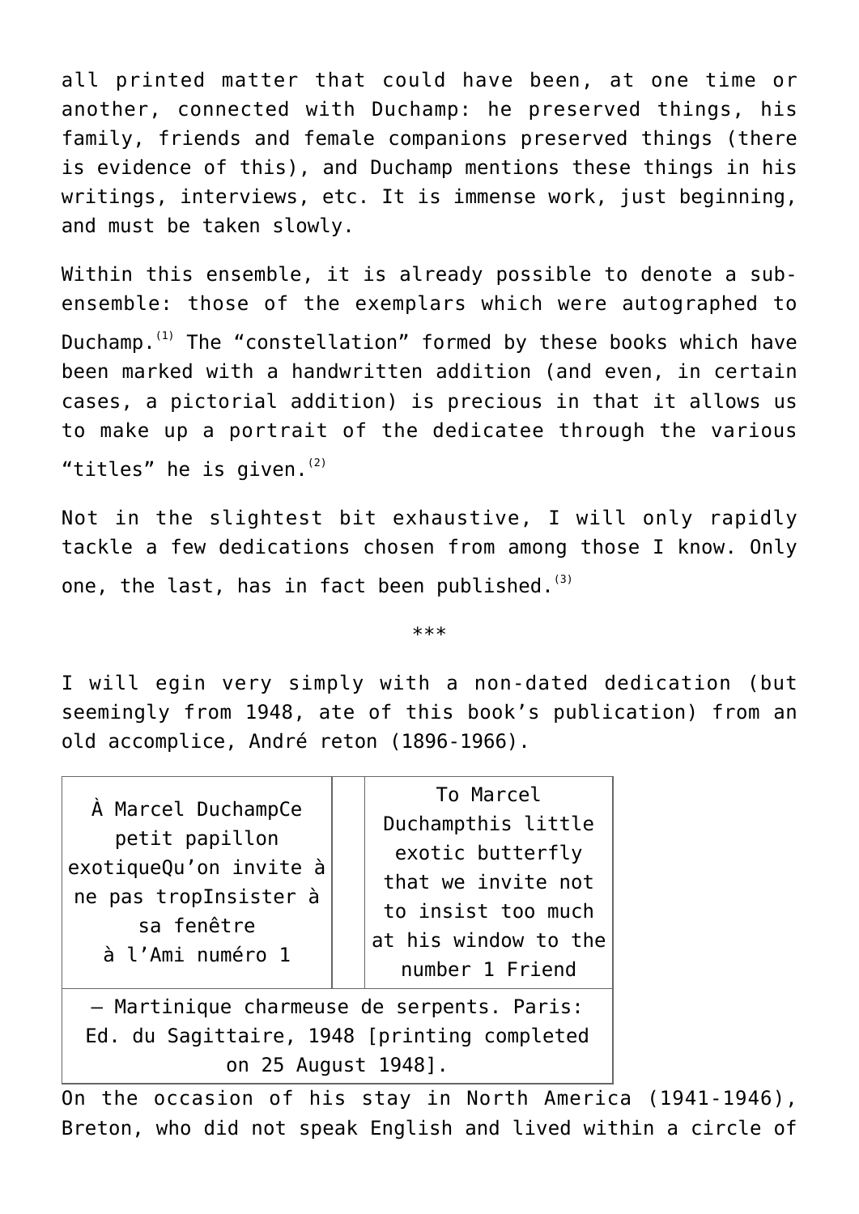all printed matter that could have been, at one time or another, connected with Duchamp: he preserved things, his family, friends and female companions preserved things (there is evidence of this), and Duchamp mentions these things in his writings, interviews, etc. It is immense work, just beginning, and must be taken slowly.

Within this ensemble, it is already possible to denote a sub-ensemble: those of the exemplars which were autographed to Duchamp.[1] The "constellation" formed by these books which have been marked with a handwritten addition (and even, in certain cases, a pictorial addition) is precious in that it allows us to make up a portrait of the dedicatee through the various "titles" he is given.[2]

Not in the slightest bit exhaustive, I will only rapidly tackle a few dedications chosen from among those I know. Only one, the last, has in fact been published.[3]

\*\*\*

I will egin very simply with a non-dated dedication (but seemingly from 1948, ate of this book's publication) from an old accomplice, André reton (1896-1966).

| | | |
|---|---|---|
| À Marcel DuchampCe petit papillon exotiqueQu'on invite à ne pas tropInsister à sa fenêtre à l'Ami numéro 1 | | To Marcel Duchampthis little exotic butterfly that we invite not to insist too much at his window to the number 1 Friend |
| — Martinique charmeuse de serpents. Paris: Ed. du Sagittaire, 1948 [printing completed on 25 August 1948]. | | |

On the occasion of his stay in North America (1941-1946), Breton, who did not speak English and lived within a circle of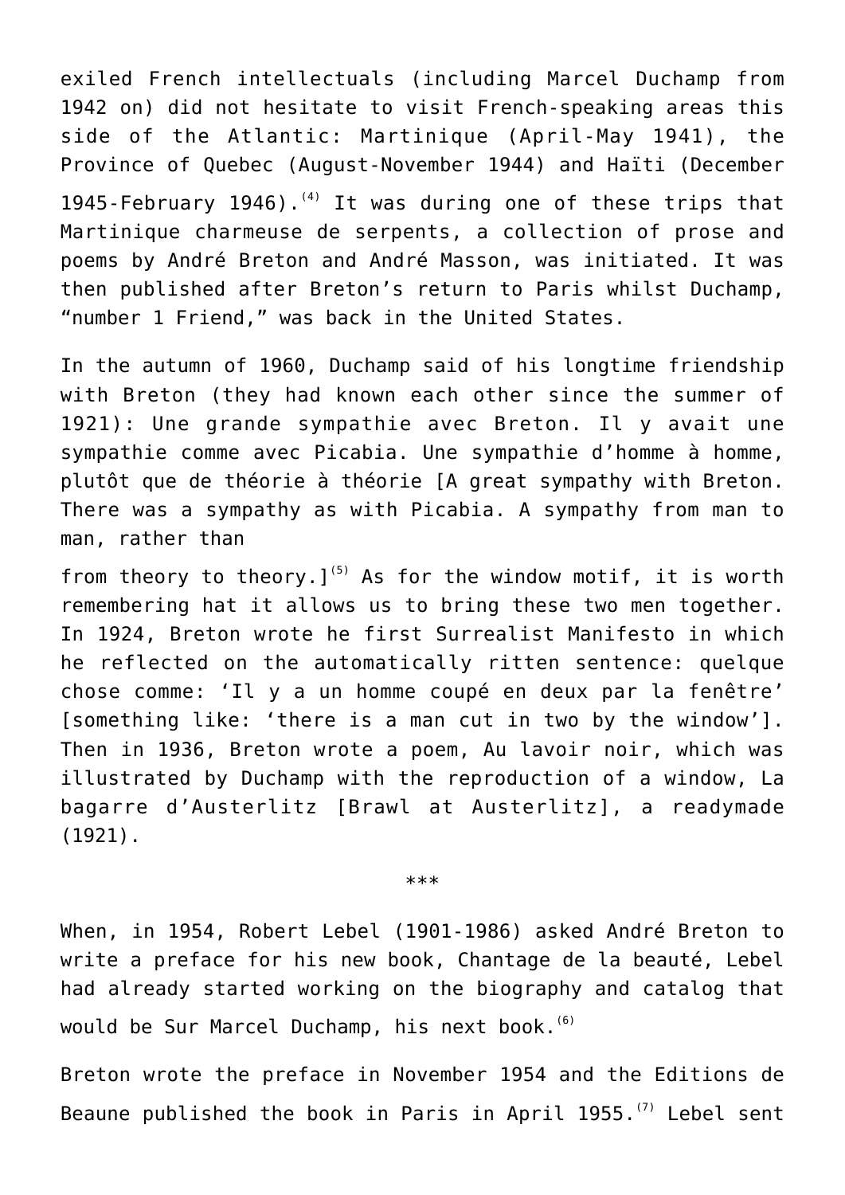exiled French intellectuals (including Marcel Duchamp from 1942 on) did not hesitate to visit French-speaking areas this side of the Atlantic: Martinique (April-May 1941), the Province of Quebec (August-November 1944) and Haïti (December 1945-February 1946).[4] It was during one of these trips that Martinique charmeuse de serpents, a collection of prose and poems by André Breton and André Masson, was initiated. It was then published after Breton's return to Paris whilst Duchamp, "number 1 Friend," was back in the United States.

In the autumn of 1960, Duchamp said of his longtime friendship with Breton (they had known each other since the summer of 1921): Une grande sympathie avec Breton. Il y avait une sympathie comme avec Picabia. Une sympathie d'homme à homme, plutôt que de théorie à théorie [A great sympathy with Breton. There was a sympathy as with Picabia. A sympathy from man to man, rather than from theory to theory.][5] As for the window motif, it is worth remembering hat it allows us to bring these two men together. In 1924, Breton wrote he first Surrealist Manifesto in which he reflected on the automatically ritten sentence: quelque chose comme: 'Il y a un homme coupé en deux par la fenêtre' [something like: 'there is a man cut in two by the window']. Then in 1936, Breton wrote a poem, Au lavoir noir, which was illustrated by Duchamp with the reproduction of a window, La bagarre d'Austerlitz [Brawl at Austerlitz], a readymade (1921).

***

When, in 1954, Robert Lebel (1901-1986) asked André Breton to write a preface for his new book, Chantage de la beauté, Lebel had already started working on the biography and catalog that would be Sur Marcel Duchamp, his next book.[6]

Breton wrote the preface in November 1954 and the Editions de Beaune published the book in Paris in April 1955.[7] Lebel sent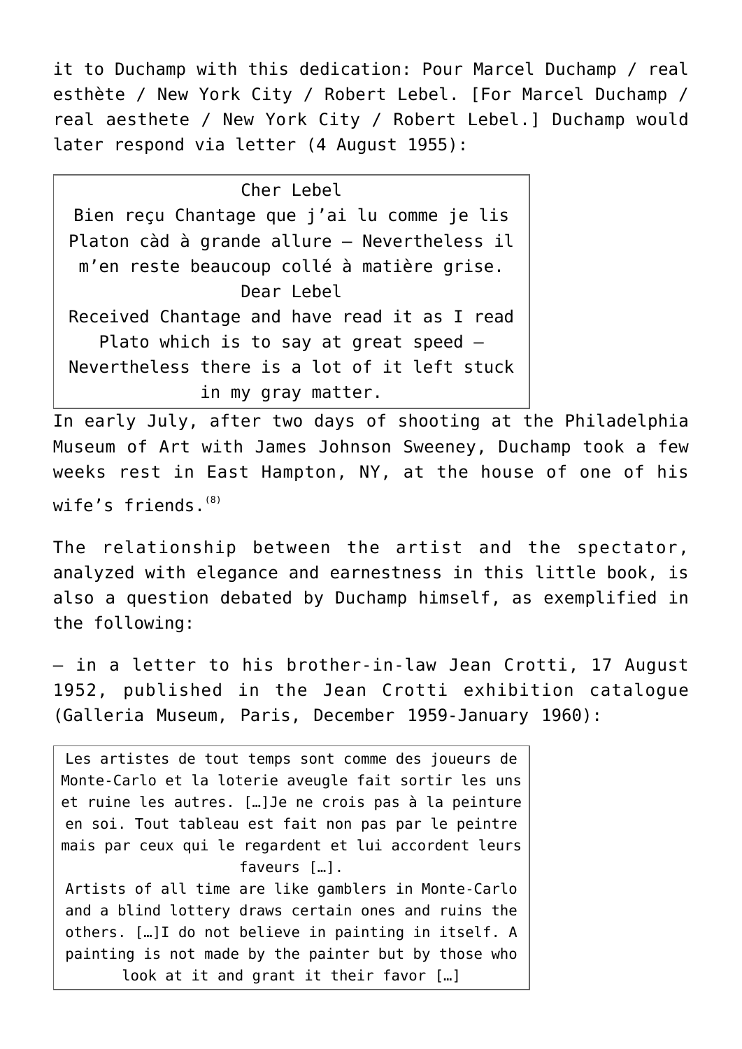it to Duchamp with this dedication: Pour Marcel Duchamp / real esthète / New York City / Robert Lebel. [For Marcel Duchamp / real aesthete / New York City / Robert Lebel.] Duchamp would later respond via letter (4 August 1955):

> Cher Lebel
> Bien reçu Chantage que j'ai lu comme je lis Platon càd à grande allure — Nevertheless il m'en reste beaucoup collé à matière grise.
> Dear Lebel
> Received Chantage and have read it as I read Plato which is to say at great speed — Nevertheless there is a lot of it left stuck in my gray matter.

In early July, after two days of shooting at the Philadelphia Museum of Art with James Johnson Sweeney, Duchamp took a few weeks rest in East Hampton, NY, at the house of one of his wife's friends.[8]

The relationship between the artist and the spectator, analyzed with elegance and earnestness in this little book, is also a question debated by Duchamp himself, as exemplified in the following:

— in a letter to his brother-in-law Jean Crotti, 17 August 1952, published in the Jean Crotti exhibition catalogue (Galleria Museum, Paris, December 1959-January 1960):

> Les artistes de tout temps sont comme des joueurs de Monte-Carlo et la loterie aveugle fait sortir les uns et ruine les autres. […]Je ne crois pas à la peinture en soi. Tout tableau est fait non pas par le peintre mais par ceux qui le regardent et lui accordent leurs faveurs […].
> Artists of all time are like gamblers in Monte-Carlo and a blind lottery draws certain ones and ruins the others. […]I do not believe in painting in itself. A painting is not made by the painter but by those who look at it and grant it their favor […]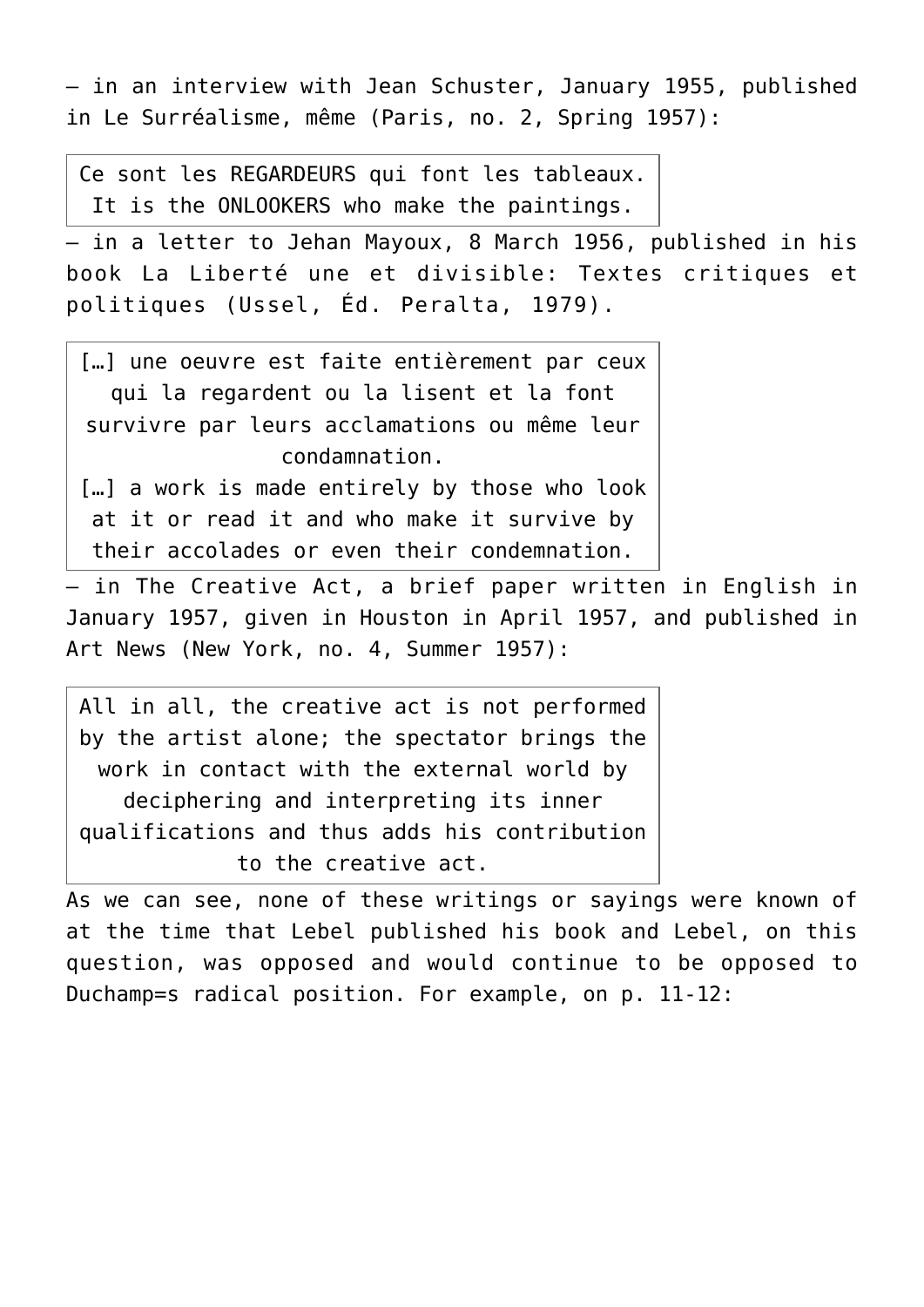– in an interview with Jean Schuster, January 1955, published in Le Surréalisme, même (Paris, no. 2, Spring 1957):

> Ce sont les REGARDEURS qui font les tableaux.
> It is the ONLOOKERS who make the paintings.

– in a letter to Jehan Mayoux, 8 March 1956, published in his book La Liberté une et divisible: Textes critiques et politiques (Ussel, Éd. Peralta, 1979).

> […] une oeuvre est faite entièrement par ceux qui la regardent ou la lisent et la font survivre par leurs acclamations ou même leur condamnation.
> […] a work is made entirely by those who look at it or read it and who make it survive by their accolades or even their condemnation.

– in The Creative Act, a brief paper written in English in January 1957, given in Houston in April 1957, and published in Art News (New York, no. 4, Summer 1957):

> All in all, the creative act is not performed by the artist alone; the spectator brings the work in contact with the external world by deciphering and interpreting its inner qualifications and thus adds his contribution to the creative act.

As we can see, none of these writings or sayings were known of at the time that Lebel published his book and Lebel, on this question, was opposed and would continue to be opposed to Duchamp=s radical position. For example, on p. 11-12: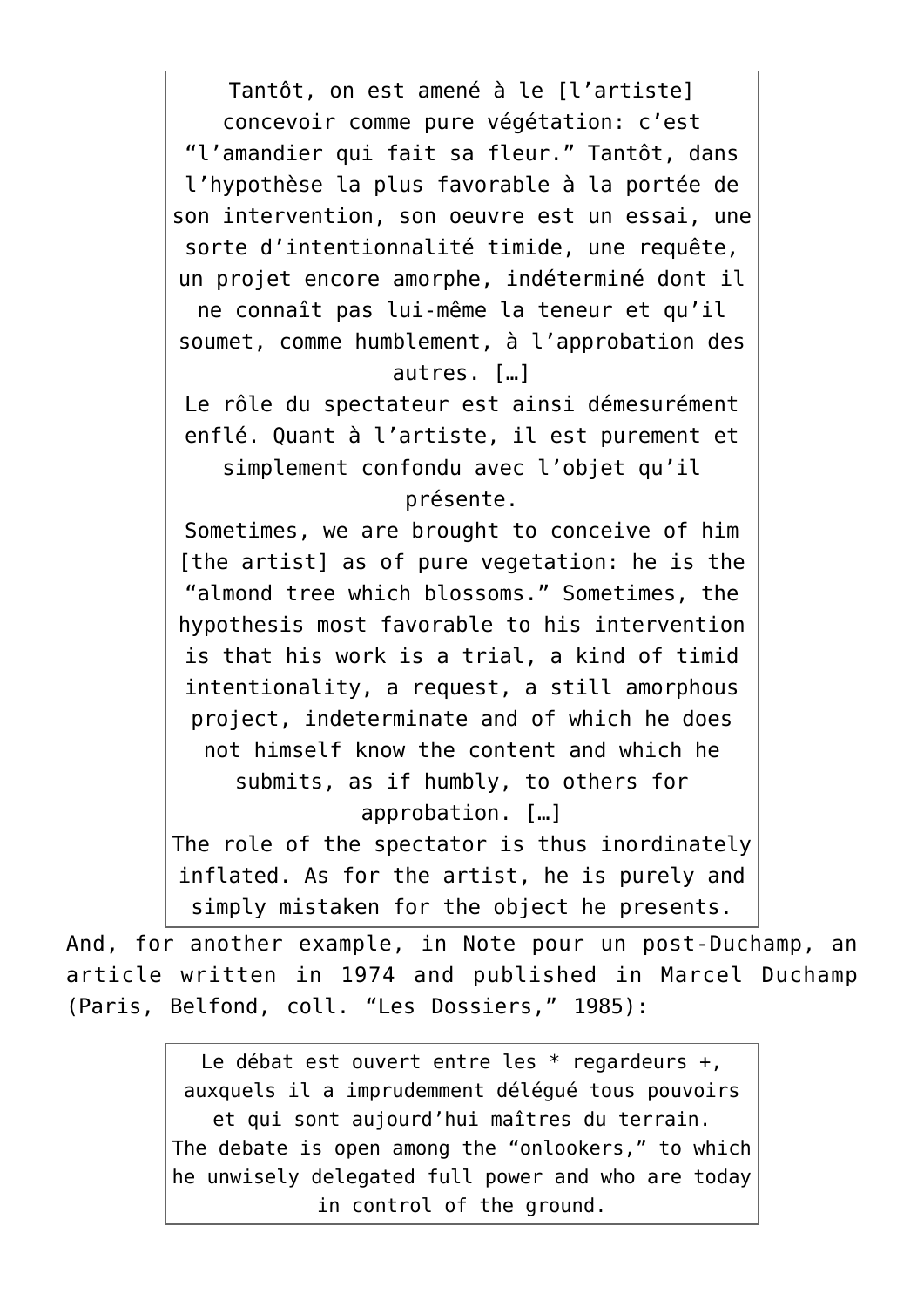> Tantôt, on est amené à le [l’artiste] concevoir comme pure végétation: c’est “l’amandier qui fait sa fleur.” Tantôt, dans l’hypothèse la plus favorable à la portée de son intervention, son oeuvre est un essai, une sorte d’intentionnalité timide, une requête, un projet encore amorphe, indéterminé dont il ne connaît pas lui-même la teneur et qu’il soumet, comme humblement, à l’approbation des autres. […]
> Le rôle du spectateur est ainsi démesurément enflé. Quant à l’artiste, il est purement et simplement confondu avec l’objet qu’il présente.
> Sometimes, we are brought to conceive of him [the artist] as of pure vegetation: he is the “almond tree which blossoms.” Sometimes, the hypothesis most favorable to his intervention is that his work is a trial, a kind of timid intentionality, a request, a still amorphous project, indeterminate and of which he does not himself know the content and which he submits, as if humbly, to others for approbation. […]
> The role of the spectator is thus inordinately inflated. As for the artist, he is purely and simply mistaken for the object he presents.

And, for another example, in Note pour un post-Duchamp, an article written in 1974 and published in Marcel Duchamp (Paris, Belfond, coll. “Les Dossiers,” 1985):

> Le débat est ouvert entre les * regardeurs +, auxquels il a imprudemment délégué tous pouvoirs et qui sont aujourd’hui maîtres du terrain.
> The debate is open among the “onlookers,” to which he unwisely delegated full power and who are today in control of the ground.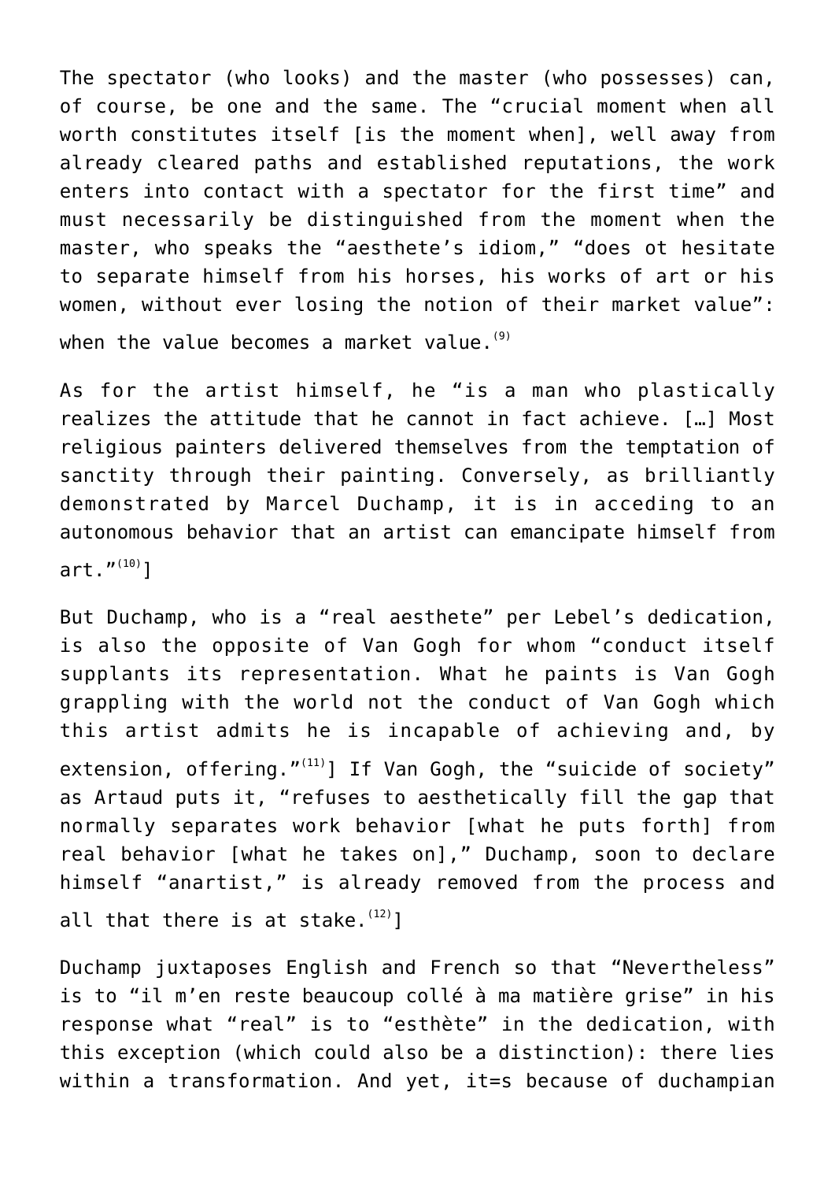The spectator (who looks) and the master (who possesses) can, of course, be one and the same. The "crucial moment when all worth constitutes itself [is the moment when], well away from already cleared paths and established reputations, the work enters into contact with a spectator for the first time" and must necessarily be distinguished from the moment when the master, who speaks the "aesthete's idiom," "does ot hesitate to separate himself from his horses, his works of art or his women, without ever losing the notion of their market value": when the value becomes a market value.[(9)]

As for the artist himself, he "is a man who plastically realizes the attitude that he cannot in fact achieve. […] Most religious painters delivered themselves from the temptation of sanctity through their painting. Conversely, as brilliantly demonstrated by Marcel Duchamp, it is in acceding to an autonomous behavior that an artist can emancipate himself from art."[(10)]]

But Duchamp, who is a "real aesthete" per Lebel's dedication, is also the opposite of Van Gogh for whom "conduct itself supplants its representation. What he paints is Van Gogh grappling with the world not the conduct of Van Gogh which this artist admits he is incapable of achieving and, by extension, offering."[(11)]] If Van Gogh, the "suicide of society" as Artaud puts it, "refuses to aesthetically fill the gap that normally separates work behavior [what he puts forth] from real behavior [what he takes on]," Duchamp, soon to declare himself "anartist," is already removed from the process and all that there is at stake.[(12)]]

Duchamp juxtaposes English and French so that "Nevertheless" is to "il m'en reste beaucoup collé à ma matière grise" in his response what "real" is to "esthète" in the dedication, with this exception (which could also be a distinction): there lies within a transformation. And yet, it=s because of duchampian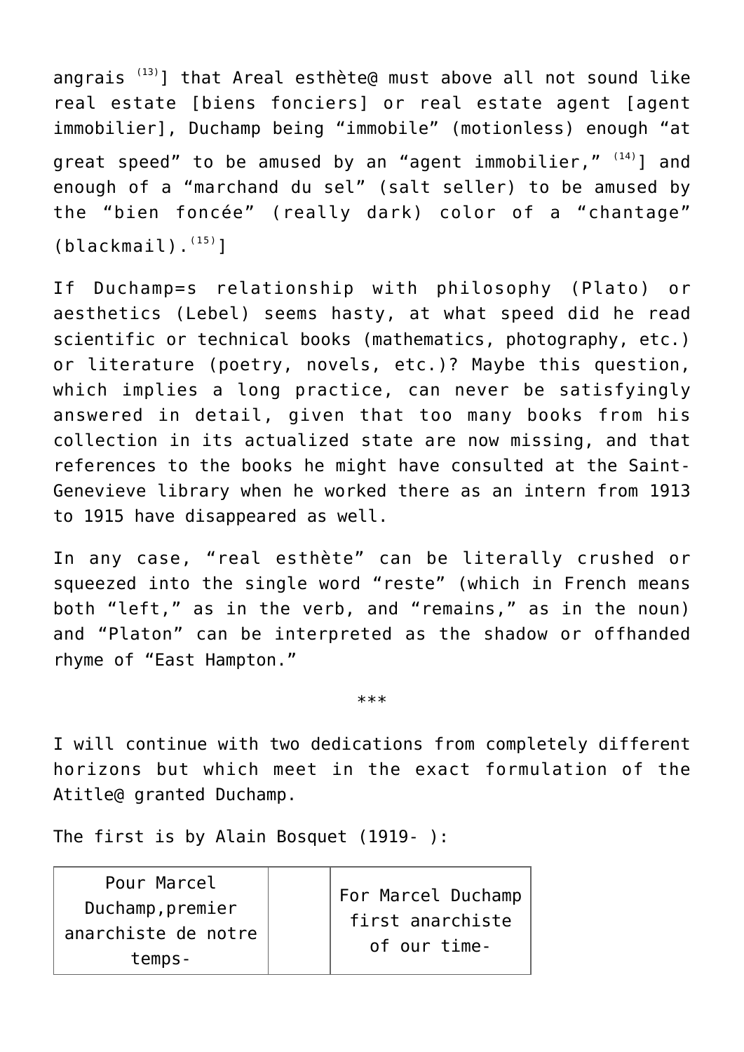angrais [13]] that Areal esthète@ must above all not sound like real estate [biens fonciers] or real estate agent [agent immobilier], Duchamp being "immobile" (motionless) enough "at great speed" to be amused by an "agent immobilier," [14]] and enough of a "marchand du sel" (salt seller) to be amused by the "bien foncée" (really dark) color of a "chantage" (blackmail).[15]]

If Duchamp=s relationship with philosophy (Plato) or aesthetics (Lebel) seems hasty, at what speed did he read scientific or technical books (mathematics, photography, etc.) or literature (poetry, novels, etc.)? Maybe this question, which implies a long practice, can never be satisfyingly answered in detail, given that too many books from his collection in its actualized state are now missing, and that references to the books he might have consulted at the Saint-Genevieve library when he worked there as an intern from 1913 to 1915 have disappeared as well.

In any case, "real esthète" can be literally crushed or squeezed into the single word "reste" (which in French means both "left," as in the verb, and "remains," as in the noun) and "Platon" can be interpreted as the shadow or offhanded rhyme of "East Hampton."

***

I will continue with two dedications from completely different horizons but which meet in the exact formulation of the Atitle@ granted Duchamp.

The first is by Alain Bosquet (1919- ):

| | | |
|---|---|---|
| Pour Marcel Duchamp,premier anarchiste de notre temps- | | For Marcel Duchamp first anarchiste of our time- |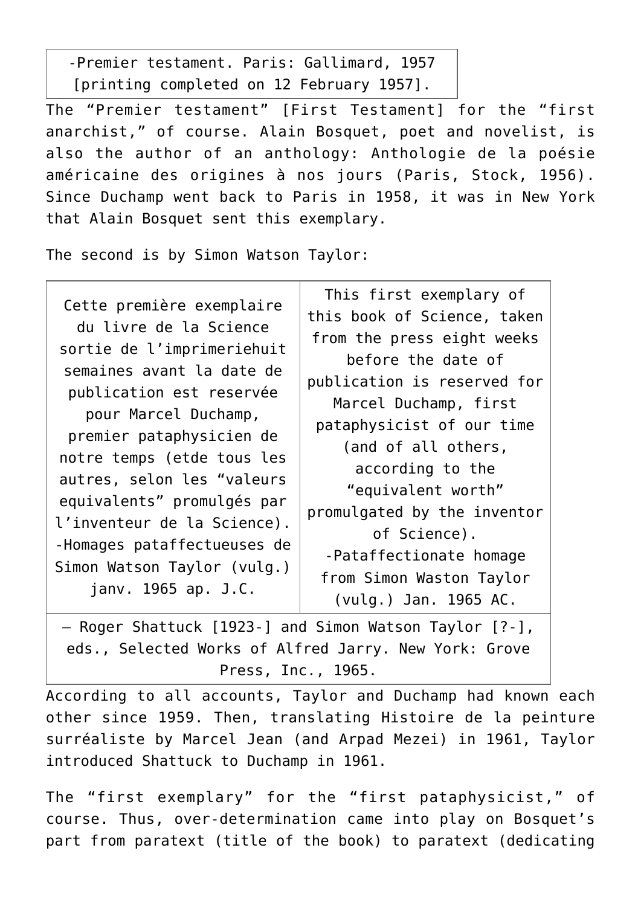| |
|---|
| -Premier testament. Paris: Gallimard, 1957 [printing completed on 12 February 1957]. |

The "Premier testament" [First Testament] for the "first anarchist," of course. Alain Bosquet, poet and novelist, is also the author of an anthology: Anthologie de la poésie américaine des origines à nos jours (Paris, Stock, 1956). Since Duchamp went back to Paris in 1958, it was in New York that Alain Bosquet sent this exemplary.

The second is by Simon Watson Taylor:

| | |
|---|---|
| Cette première exemplaire du livre de la Science sortie de l'imprimeriehuit semaines avant la date de publication est reservée pour Marcel Duchamp, premier pataphysicien de notre temps (etde tous les autres, selon les "valeurs equivalents" promulgés par l'inventeur de la Science). -Homages pataffectueuses de Simon Watson Taylor (vulg.) janv. 1965 ap. J.C. | This first exemplary of this book of Science, taken from the press eight weeks before the date of publication is reserved for Marcel Duchamp, first pataphysicist of our time (and of all others, according to the "equivalent worth" promulgated by the inventor of Science). -Pataffectionate homage from Simon Waston Taylor (vulg.) Jan. 1965 AC. |
| – Roger Shattuck [1923-] and Simon Watson Taylor [?-], eds., Selected Works of Alfred Jarry. New York: Grove Press, Inc., 1965. | |

According to all accounts, Taylor and Duchamp had known each other since 1959. Then, translating Histoire de la peinture surréaliste by Marcel Jean (and Arpad Mezei) in 1961, Taylor introduced Shattuck to Duchamp in 1961.

The "first exemplary" for the "first pataphysicist," of course. Thus, over-determination came into play on Bosquet's part from paratext (title of the book) to paratext (dedicating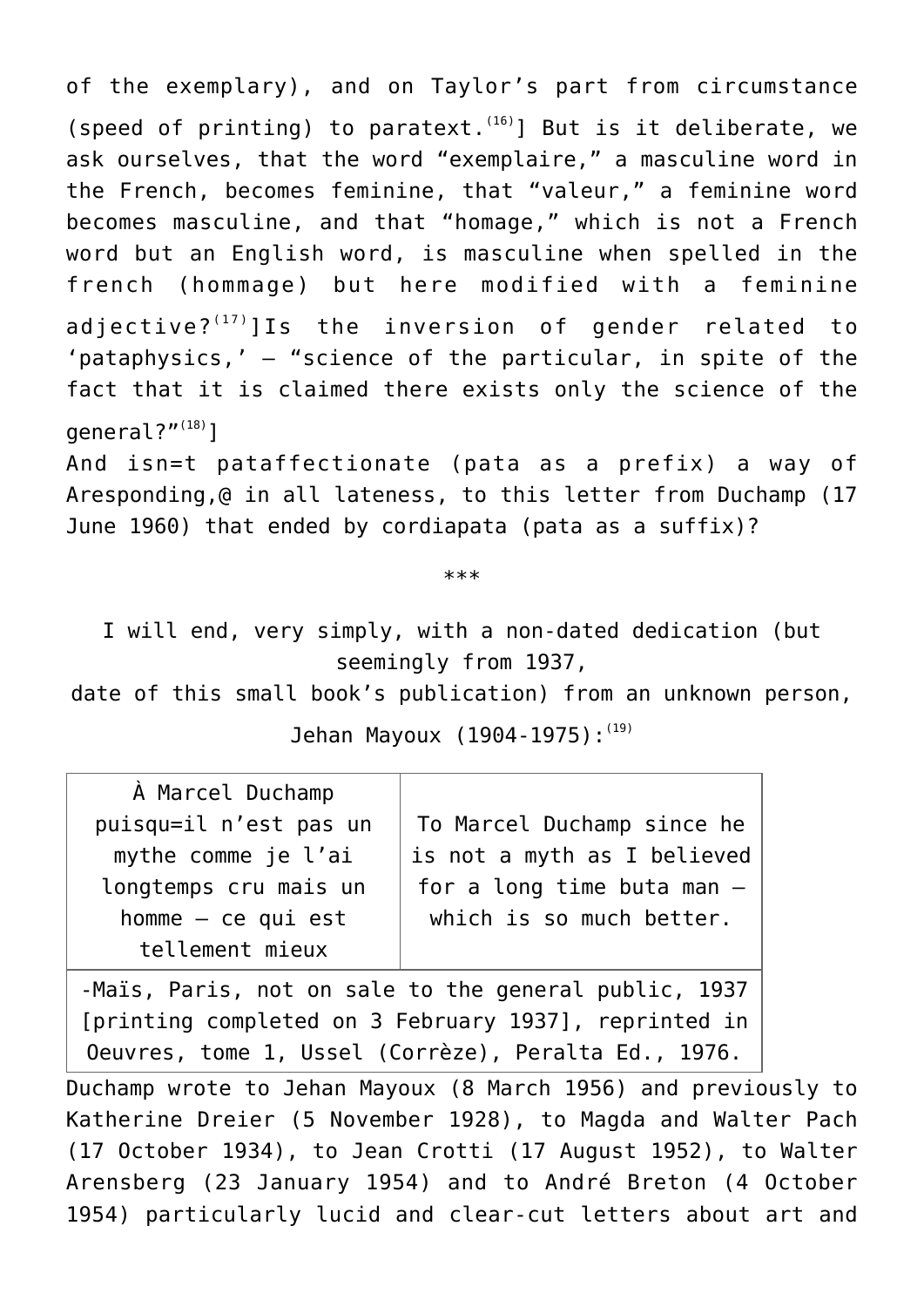of the exemplary), and on Taylor's part from circumstance (speed of printing) to paratext.[16]] But is it deliberate, we ask ourselves, that the word "exemplaire," a masculine word in the French, becomes feminine, that "valeur," a feminine word becomes masculine, and that "homage," which is not a French word but an English word, is masculine when spelled in the french (hommage) but here modified with a feminine adjective?[17]]Is the inversion of gender related to 'pataphysics,' – "science of the particular, in spite of the fact that it is claimed there exists only the science of the general?"[18]]
And isn=t pataffectionate (pata as a prefix) a way of Aresponding,@ in all lateness, to this letter from Duchamp (17 June 1960) that ended by cordiapata (pata as a suffix)?

***

I will end, very simply, with a non-dated dedication (but seemingly from 1937,
date of this small book's publication) from an unknown person, Jehan Mayoux (1904-1975):[19]

| | |
|---|---|
| À Marcel Duchamp puisqu=il n'est pas un mythe comme je l'ai longtemps cru mais un homme – ce qui est tellement mieux | To Marcel Duchamp since he is not a myth as I believed for a long time buta man – which is so much better. |
| -Maïs, Paris, not on sale to the general public, 1937 [printing completed on 3 February 1937], reprinted in Oeuvres, tome 1, Ussel (Corrèze), Peralta Ed., 1976. | |

Duchamp wrote to Jehan Mayoux (8 March 1956) and previously to Katherine Dreier (5 November 1928), to Magda and Walter Pach (17 October 1934), to Jean Crotti (17 August 1952), to Walter Arensberg (23 January 1954) and to André Breton (4 October 1954) particularly lucid and clear-cut letters about art and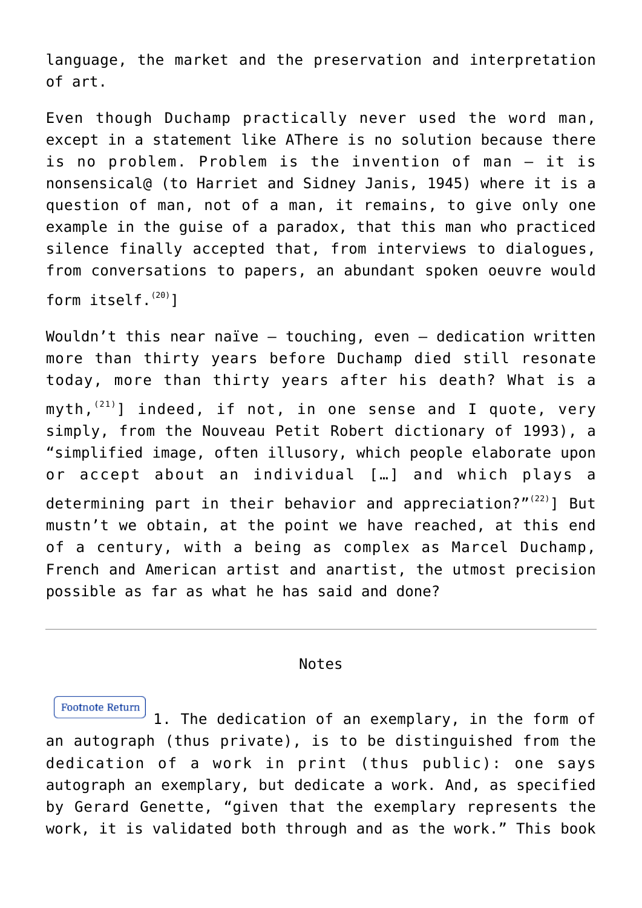language, the market and the preservation and interpretation of art.

Even though Duchamp practically never used the word man, except in a statement like AThere is no solution because there is no problem. Problem is the invention of man – it is nonsensical@ (to Harriet and Sidney Janis, 1945) where it is a question of man, not of a man, it remains, to give only one example in the guise of a paradox, that this man who practiced silence finally accepted that, from interviews to dialogues, from conversations to papers, an abundant spoken oeuvre would form itself.[(20)]]

Wouldn't this near naïve – touching, even – dedication written more than thirty years before Duchamp died still resonate today, more than thirty years after his death? What is a myth,[(21)]] indeed, if not, in one sense and I quote, very simply, from the Nouveau Petit Robert dictionary of 1993), a "simplified image, often illusory, which people elaborate upon or accept about an individual […] and which plays a determining part in their behavior and appreciation?"[(22)]] But mustn't we obtain, at the point we have reached, at this end of a century, with a being as complex as Marcel Duchamp, French and American artist and anartist, the utmost precision possible as far as what he has said and done?

---

Notes

Footnote Return 1. The dedication of an exemplary, in the form of an autograph (thus private), is to be distinguished from the dedication of a work in print (thus public): one says autograph an exemplary, but dedicate a work. And, as specified by Gerard Genette, "given that the exemplary represents the work, it is validated both through and as the work." This book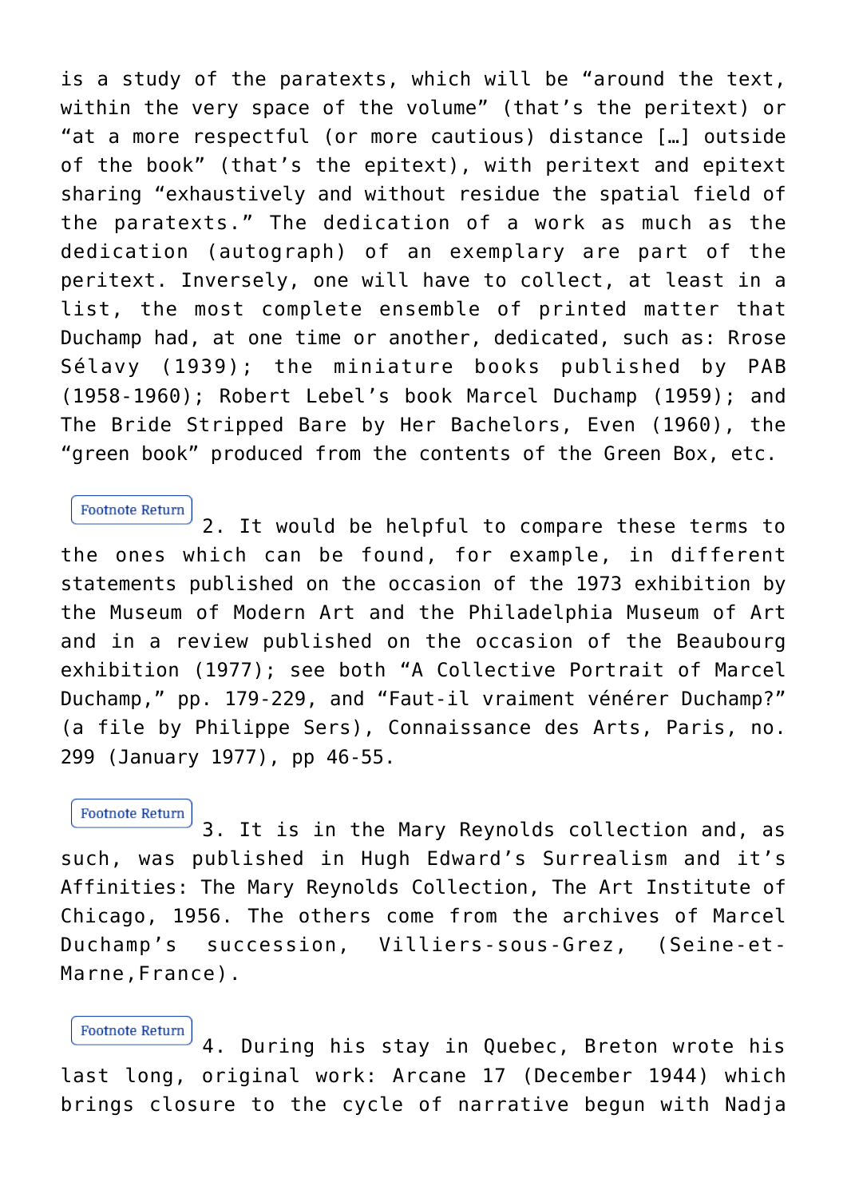is a study of the paratexts, which will be “around the text, within the very space of the volume” (that’s the peritext) or “at a more respectful (or more cautious) distance […] outside of the book” (that’s the epitext), with peritext and epitext sharing “exhaustively and without residue the spatial field of the paratexts.” The dedication of a work as much as the dedication (autograph) of an exemplary are part of the peritext. Inversely, one will have to collect, at least in a list, the most complete ensemble of printed matter that Duchamp had, at one time or another, dedicated, such as: Rrose Sélavy (1939); the miniature books published by PAB (1958-1960); Robert Lebel’s book Marcel Duchamp (1959); and The Bride Stripped Bare by Her Bachelors, Even (1960), the “green book” produced from the contents of the Green Box, etc.

Footnote Return 2. It would be helpful to compare these terms to the ones which can be found, for example, in different statements published on the occasion of the 1973 exhibition by the Museum of Modern Art and the Philadelphia Museum of Art and in a review published on the occasion of the Beaubourg exhibition (1977); see both “A Collective Portrait of Marcel Duchamp,” pp. 179-229, and “Faut-il vraiment vénérer Duchamp?” (a file by Philippe Sers), Connaissance des Arts, Paris, no. 299 (January 1977), pp 46-55.

Footnote Return 3. It is in the Mary Reynolds collection and, as such, was published in Hugh Edward’s Surrealism and it’s Affinities: The Mary Reynolds Collection, The Art Institute of Chicago, 1956. The others come from the archives of Marcel Duchamp’s succession, Villiers-sous-Grez, (Seine-et-Marne,France).

Footnote Return 4. During his stay in Quebec, Breton wrote his last long, original work: Arcane 17 (December 1944) which brings closure to the cycle of narrative begun with Nadja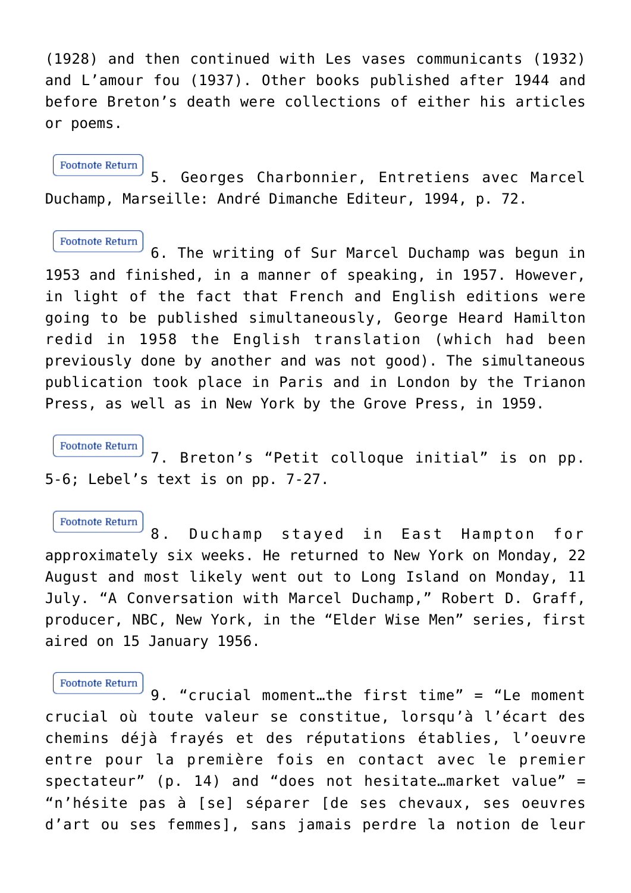(1928) and then continued with Les vases communicants (1932) and L'amour fou (1937). Other books published after 1944 and before Breton's death were collections of either his articles or poems.

Footnote Return 5. Georges Charbonnier, Entretiens avec Marcel Duchamp, Marseille: André Dimanche Editeur, 1994, p. 72.

Footnote Return 6. The writing of Sur Marcel Duchamp was begun in 1953 and finished, in a manner of speaking, in 1957. However, in light of the fact that French and English editions were going to be published simultaneously, George Heard Hamilton redid in 1958 the English translation (which had been previously done by another and was not good). The simultaneous publication took place in Paris and in London by the Trianon Press, as well as in New York by the Grove Press, in 1959.

Footnote Return 7. Breton's "Petit colloque initial" is on pp. 5-6; Lebel's text is on pp. 7-27.

Footnote Return 8. Duchamp stayed in East Hampton for approximately six weeks. He returned to New York on Monday, 22 August and most likely went out to Long Island on Monday, 11 July. "A Conversation with Marcel Duchamp," Robert D. Graff, producer, NBC, New York, in the "Elder Wise Men" series, first aired on 15 January 1956.

Footnote Return 9. "crucial moment…the first time" = "Le moment crucial où toute valeur se constitue, lorsqu'à l'écart des chemins déjà frayés et des réputations établies, l'oeuvre entre pour la première fois en contact avec le premier spectateur" (p. 14) and "does not hesitate…market value" = "n'hésite pas à [se] séparer [de ses chevaux, ses oeuvres d'art ou ses femmes], sans jamais perdre la notion de leur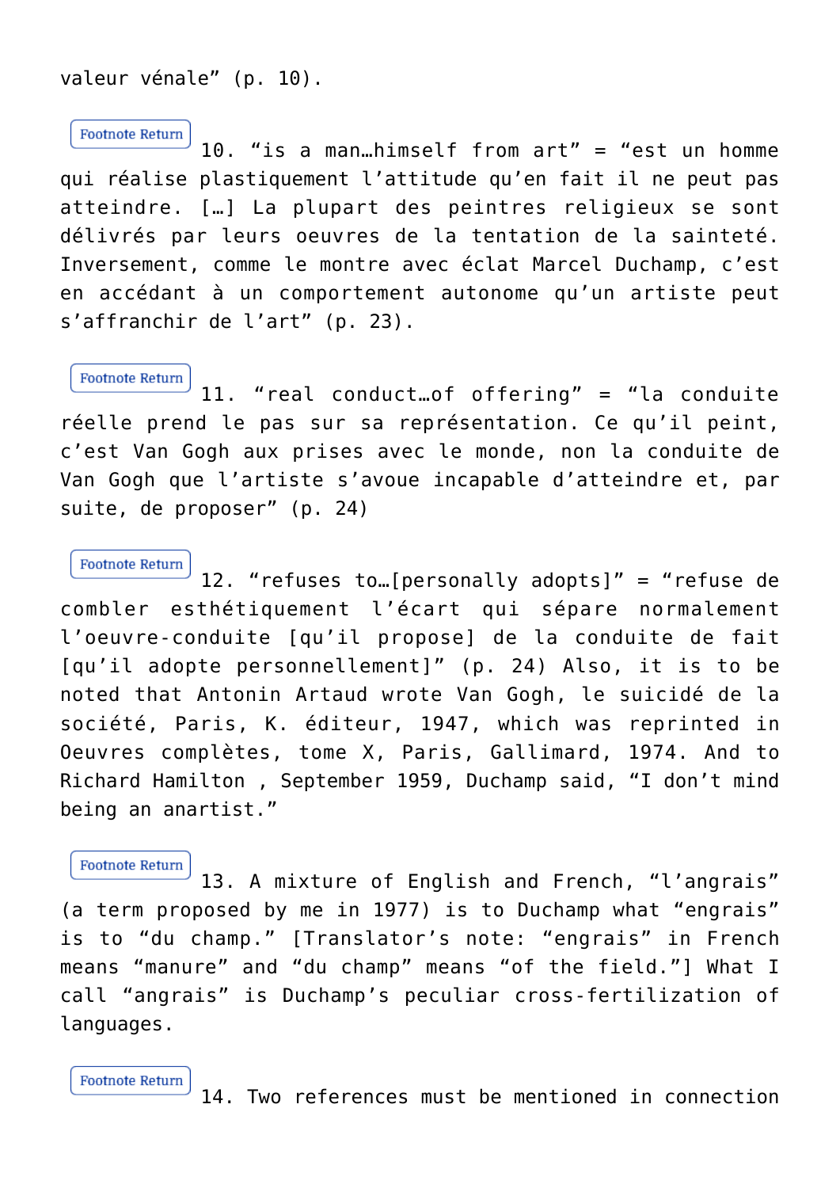valeur vénale” (p. 10).

Footnote Return 10. “is a man…himself from art” = “est un homme qui réalise plastiquement l’attitude qu’en fait il ne peut pas atteindre. […] La plupart des peintres religieux se sont délivrés par leurs oeuvres de la tentation de la sainteté. Inversement, comme le montre avec éclat Marcel Duchamp, c’est en accédant à un comportement autonome qu’un artiste peut s’affranchir de l’art” (p. 23).

Footnote Return 11. “real conduct…of offering” = “la conduite réelle prend le pas sur sa représentation. Ce qu’il peint, c’est Van Gogh aux prises avec le monde, non la conduite de Van Gogh que l’artiste s’avoue incapable d’atteindre et, par suite, de proposer” (p. 24)

Footnote Return 12. “refuses to…[personally adopts]” = “refuse de combler esthétiquement l’écart qui sépare normalement l’oeuvre-conduite [qu’il propose] de la conduite de fait [qu’il adopte personnellement]” (p. 24) Also, it is to be noted that Antonin Artaud wrote Van Gogh, le suicidé de la société, Paris, K. éditeur, 1947, which was reprinted in Oeuvres complètes, tome X, Paris, Gallimard, 1974. And to Richard Hamilton , September 1959, Duchamp said, “I don’t mind being an anartist.”

Footnote Return 13. A mixture of English and French, “l’angrais” (a term proposed by me in 1977) is to Duchamp what “engrais” is to “du champ.” [Translator’s note: “engrais” in French means “manure” and “du champ” means “of the field.”] What I call “angrais” is Duchamp’s peculiar cross-fertilization of languages.

Footnote Return 14. Two references must be mentioned in connection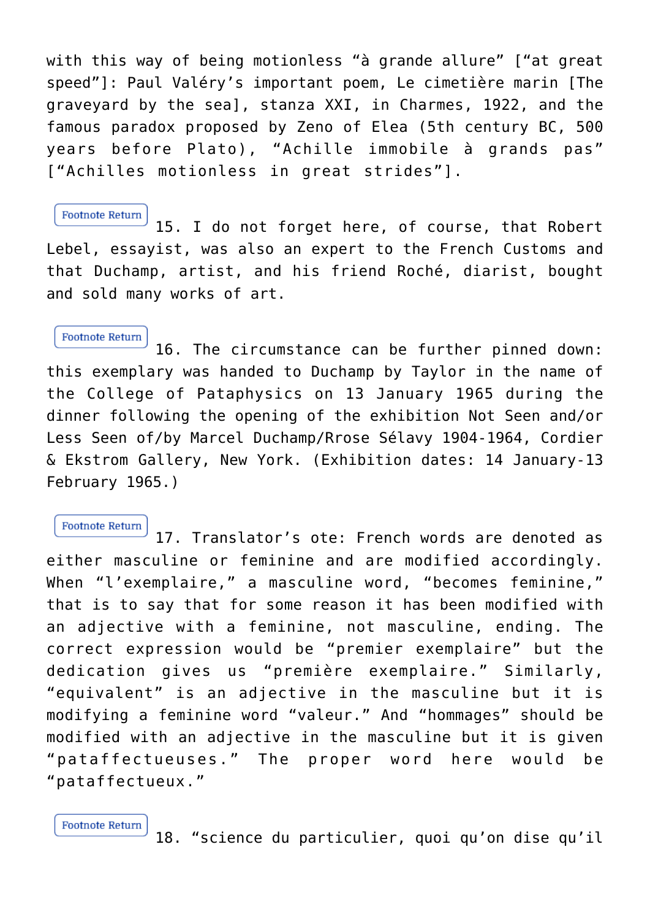with this way of being motionless “à grande allure” [“at great speed”]: Paul Valéry’s important poem, Le cimetière marin [The graveyard by the sea], stanza XXI, in Charmes, 1922, and the famous paradox proposed by Zeno of Elea (5th century BC, 500 years before Plato), “Achille immobile à grands pas” [“Achilles motionless in great strides”].

Footnote Return 15. I do not forget here, of course, that Robert Lebel, essayist, was also an expert to the French Customs and that Duchamp, artist, and his friend Roché, diarist, bought and sold many works of art.

Footnote Return 16. The circumstance can be further pinned down: this exemplary was handed to Duchamp by Taylor in the name of the College of Pataphysics on 13 January 1965 during the dinner following the opening of the exhibition Not Seen and/or Less Seen of/by Marcel Duchamp/Rrose Sélavy 1904-1964, Cordier & Ekstrom Gallery, New York. (Exhibition dates: 14 January-13 February 1965.)

Footnote Return 17. Translator’s ote: French words are denoted as either masculine or feminine and are modified accordingly. When “l’exemplaire,” a masculine word, “becomes feminine,” that is to say that for some reason it has been modified with an adjective with a feminine, not masculine, ending. The correct expression would be “premier exemplaire” but the dedication gives us “première exemplaire.” Similarly, “equivalent” is an adjective in the masculine but it is modifying a feminine word “valeur.” And “hommages” should be modified with an adjective in the masculine but it is given “pataffectueuses.” The proper word here would be “pataffectueux.”

Footnote Return 18. “science du particulier, quoi qu’on dise qu’il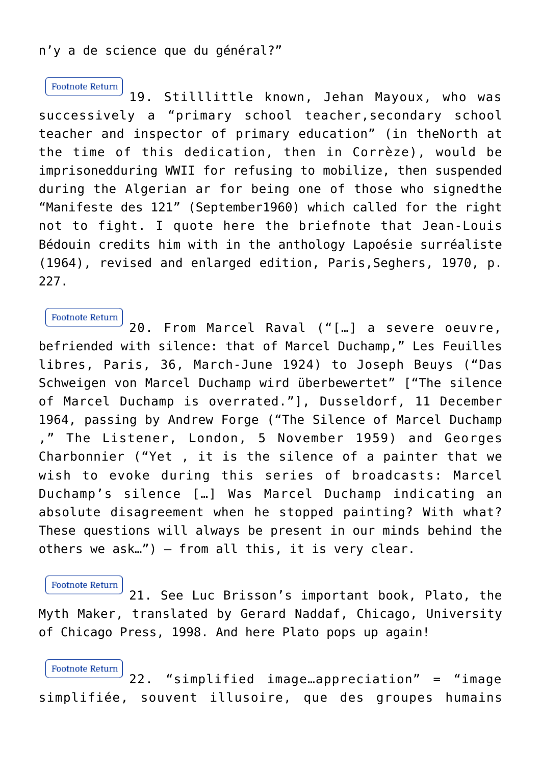n'y a de science que du général?"

Footnote Return 19. Stilllittle known, Jehan Mayoux, who was successively a "primary school teacher,secondary school teacher and inspector of primary education" (in theNorth at the time of this dedication, then in Corrèze), would be imprisonedduring WWII for refusing to mobilize, then suspended during the Algerian ar for being one of those who signedthe "Manifeste des 121" (September1960) which called for the right not to fight. I quote here the briefnote that Jean-Louis Bédouin credits him with in the anthology Lapoésie surréaliste (1964), revised and enlarged edition, Paris,Seghers, 1970, p. 227.

Footnote Return 20. From Marcel Raval ("[…] a severe oeuvre, befriended with silence: that of Marcel Duchamp," Les Feuilles libres, Paris, 36, March-June 1924) to Joseph Beuys ("Das Schweigen von Marcel Duchamp wird überbewertet" ["The silence of Marcel Duchamp is overrated."], Dusseldorf, 11 December 1964, passing by Andrew Forge ("The Silence of Marcel Duchamp ," The Listener, London, 5 November 1959) and Georges Charbonnier ("Yet , it is the silence of a painter that we wish to evoke during this series of broadcasts: Marcel Duchamp's silence […] Was Marcel Duchamp indicating an absolute disagreement when he stopped painting? With what? These questions will always be present in our minds behind the others we ask…") – from all this, it is very clear.

Footnote Return 21. See Luc Brisson's important book, Plato, the Myth Maker, translated by Gerard Naddaf, Chicago, University of Chicago Press, 1998. And here Plato pops up again!

Footnote Return 22. "simplified image…appreciation" = "image simplifiée, souvent illusoire, que des groupes humains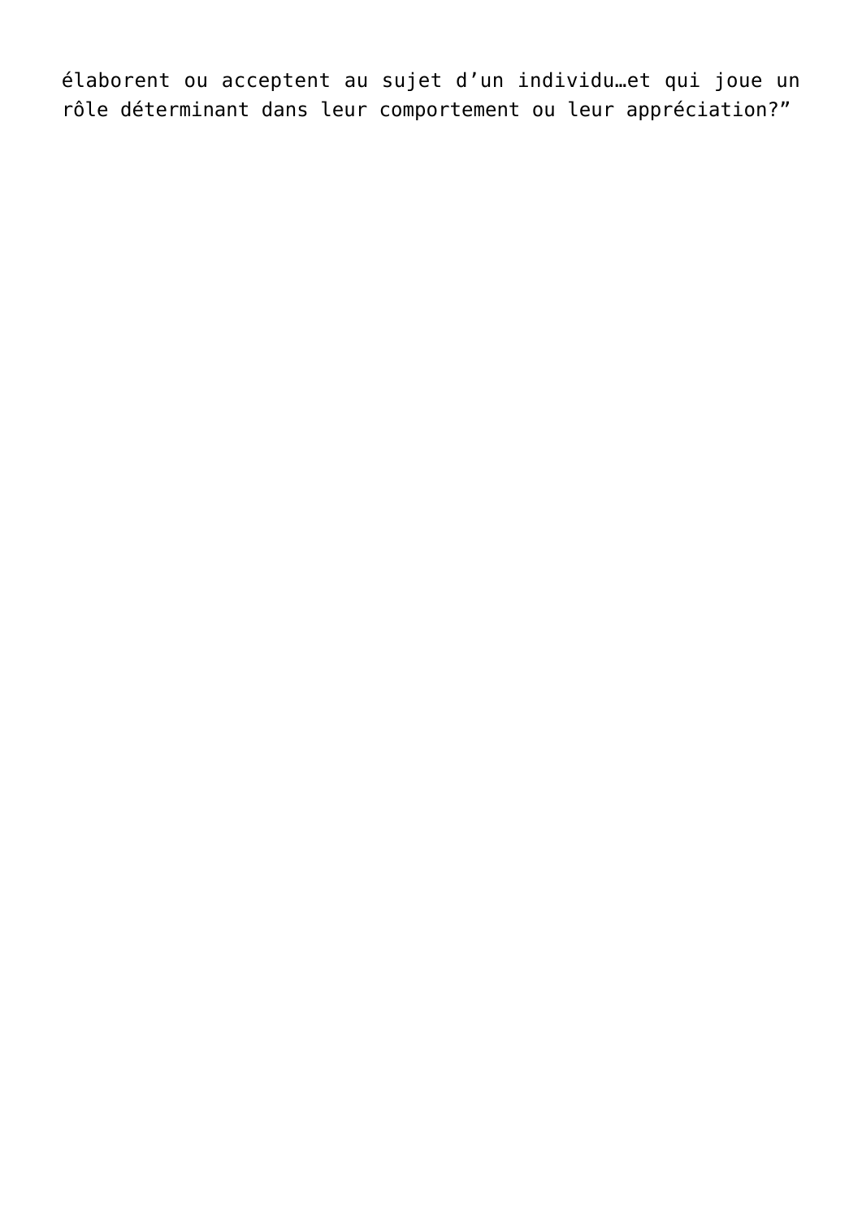élaborent ou acceptent au sujet d'un individu…et qui joue un rôle déterminant dans leur comportement ou leur appréciation?"